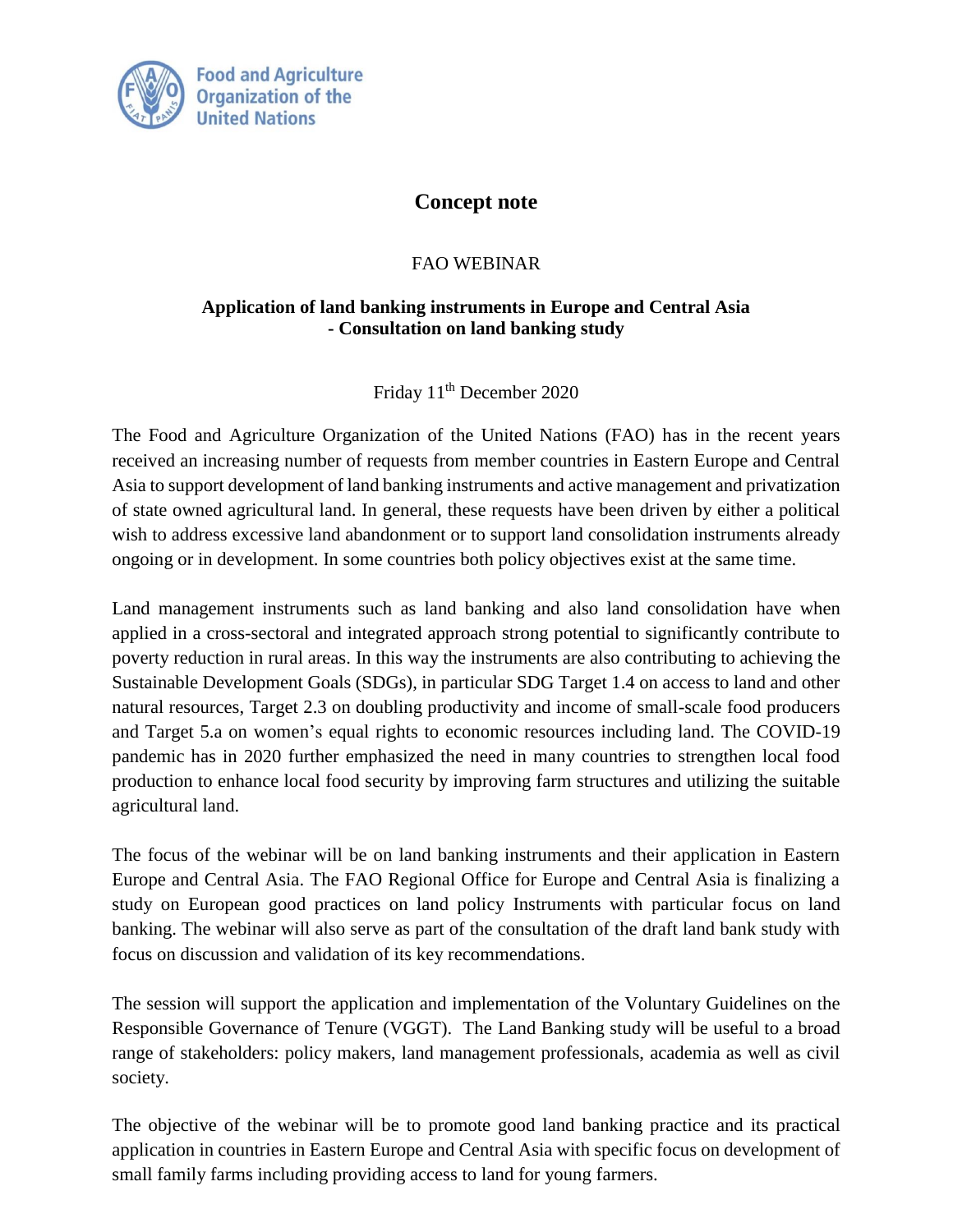Food and Agriculture Organization of the United Nations

# Concept note

FAO WEBINAR

**Application of land banking instruments in Europe and Central Asia - Consultation on land banking study**

Friday 11th December 2020

The Food and Agriculture Organization of the United Nations (FAO) has in the recent years received an increasing number of requests from member countries in Eastern Europe and Central Asia to support development of land banking instruments and active management and privatization of state owned agricultural land. In general, these requests have been driven by either a political wish to address excessive land abandonment or to support land consolidation instruments already ongoing or in development. In some countries both policy objectives exist at the same time.

Land management instruments such as land banking and also land consolidation have when applied in a cross-sectoral and integrated approach strong potential to significantly contribute to poverty reduction in rural areas. In this way the instruments are also contributing to achieving the Sustainable Development Goals (SDGs), in particular SDG Target 1.4 on access to land and other natural resources, Target 2.3 on doubling productivity and income of small-scale food producers and Target 5.a on women's equal rights to economic resources including land. The COVID-19 pandemic has in 2020 further emphasized the need in many countries to strengthen local food production to enhance local food security by improving farm structures and utilizing the suitable agricultural land.

The focus of the webinar will be on land banking instruments and their application in Eastern Europe and Central Asia. The FAO Regional Office for Europe and Central Asia is finalizing a study on European good practices on land policy Instruments with particular focus on land banking. The webinar will also serve as part of the consultation of the draft land bank study with focus on discussion and validation of its key recommendations.

The session will support the application and implementation of the Voluntary Guidelines on the Responsible Governance of Tenure (VGGT). The Land Banking study will be useful to a broad range of stakeholders: policy makers, land management professionals, academia as well as civil society.

The objective of the webinar will be to promote good land banking practice and its practical application in countries in Eastern Europe and Central Asia with specific focus on development of small family farms including providing access to land for young farmers.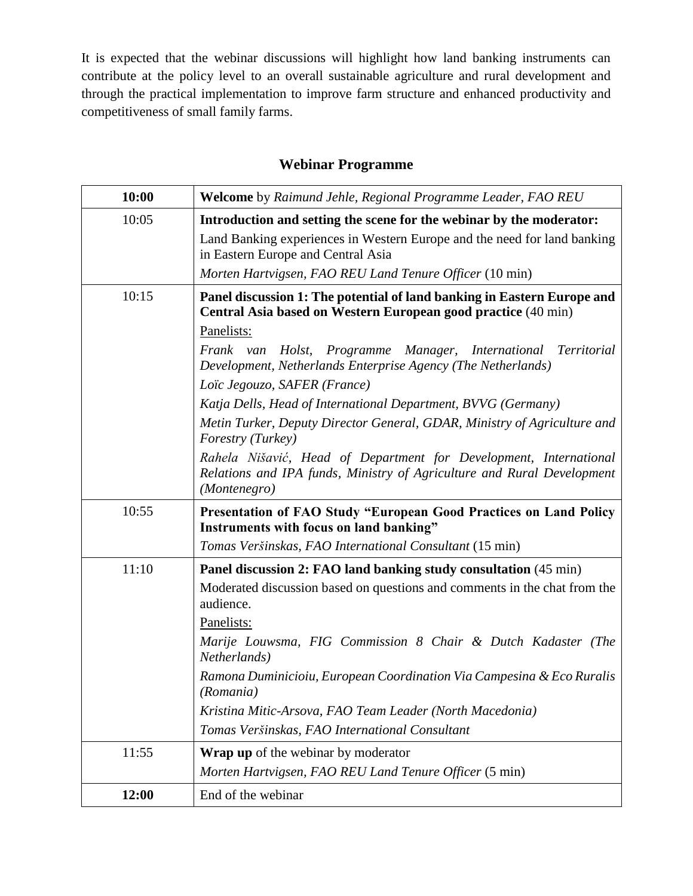It is expected that the webinar discussions will highlight how land banking instruments can contribute at the policy level to an overall sustainable agriculture and rural development and through the practical implementation to improve farm structure and enhanced productivity and competitiveness of small family farms.

## Webinar Programme

| | |
|---|---|
| **10:00** | **Welcome** by *Raimund Jehle, Regional Programme Leader, FAO REU* |
| 10:05 | **Introduction and setting the scene for the webinar by the moderator:**<br>Land Banking experiences in Western Europe and the need for land banking in Eastern Europe and Central Asia<br>*Morten Hartvigsen, FAO REU Land Tenure Officer* (10 min) |
| 10:15 | **Panel discussion 1: The potential of land banking in Eastern Europe and Central Asia based on Western European good practice** (40 min)<br>Panelists:<br>*Frank van Holst, Programme Manager, International Territorial Development, Netherlands Enterprise Agency (The Netherlands)*<br>*Loïc Jegouzo, SAFER (France)*<br>*Katja Dells, Head of International Department, BVVG (Germany)*<br>*Metin Turker, Deputy Director General, GDAR, Ministry of Agriculture and Forestry (Turkey)*<br>*Rahela Nišavić, Head of Department for Development, International Relations and IPA funds, Ministry of Agriculture and Rural Development (Montenegro)* |
| 10:55 | **Presentation of FAO Study "European Good Practices on Land Policy Instruments with focus on land banking"**<br>*Tomas Veršinskas, FAO International Consultant* (15 min) |
| 11:10 | **Panel discussion 2: FAO land banking study consultation** (45 min)<br>Moderated discussion based on questions and comments in the chat from the audience.<br>Panelists:<br>*Marije Louwsma, FIG Commission 8 Chair & Dutch Kadaster (The Netherlands)*<br>*Ramona Duminicioiu, European Coordination Via Campesina & Eco Ruralis (Romania)*<br>*Kristina Mitic-Arsova, FAO Team Leader (North Macedonia)*<br>*Tomas Veršinskas, FAO International Consultant* |
| 11:55 | **Wrap up** of the webinar by moderator<br>*Morten Hartvigsen, FAO REU Land Tenure Officer* (5 min) |
| **12:00** | End of the webinar |